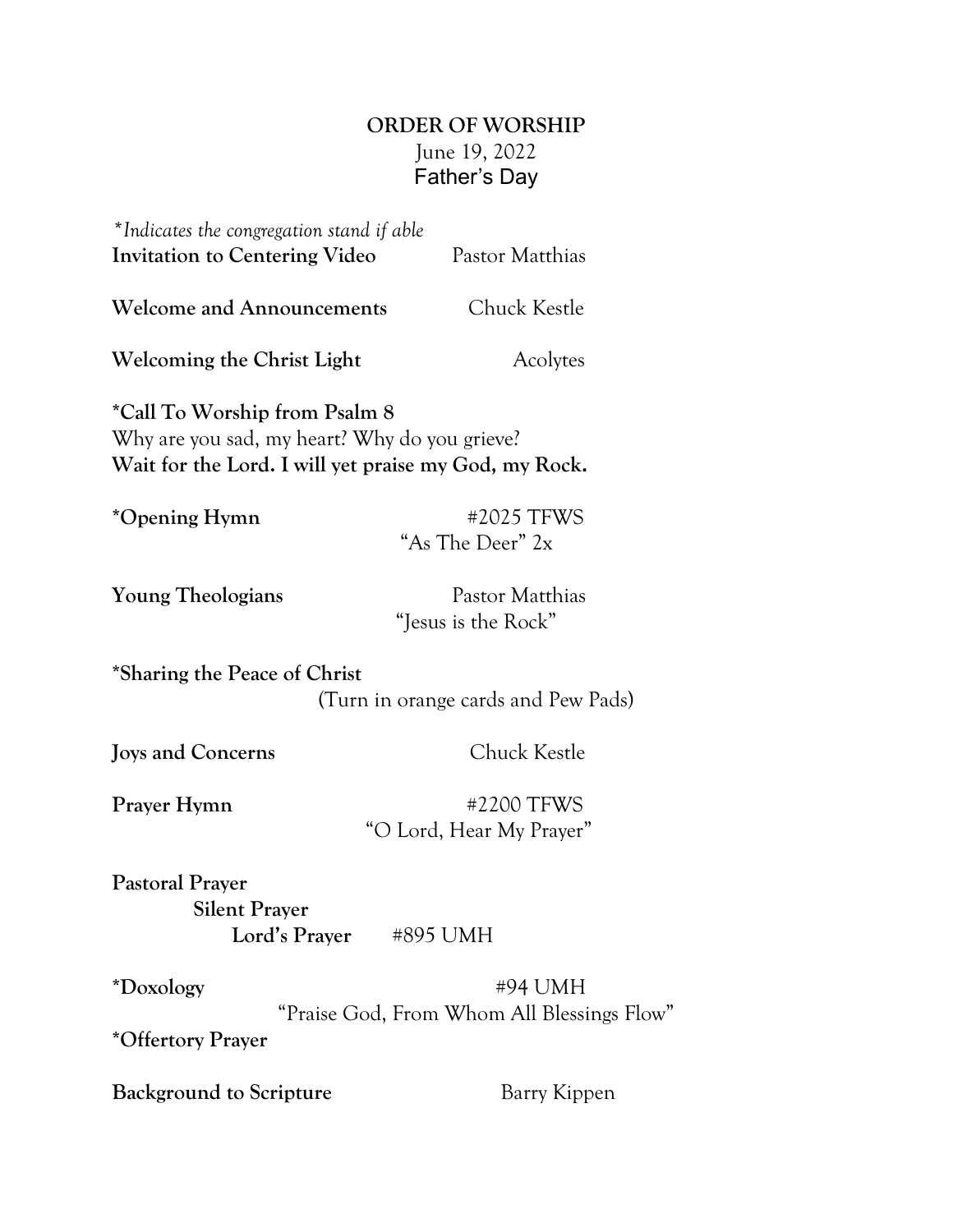# ORDER OF WORSHIP

June 19, 2022
Father's Day

*Indicates the congregation stand if able*

**Invitation to Centering Video** Pastor Matthias

**Welcome and Announcements** Chuck Kestle

**Welcoming the Christ Light** Acolytes

***Call To Worship from Psalm 8**
Why are you sad, my heart? Why do you grieve?
**Wait for the Lord. I will yet praise my God, my Rock.**

***Opening Hymn** #2025 TFWS
"As The Deer" 2x

**Young Theologians** Pastor Matthias
"Jesus is the Rock"

***Sharing the Peace of Christ**
(Turn in orange cards and Pew Pads)

**Joys and Concerns** Chuck Kestle

**Prayer Hymn** #2200 TFWS
"O Lord, Hear My Prayer"

**Pastoral Prayer**
**Silent Prayer**
**Lord's Prayer** #895 UMH

***Doxology** #94 UMH
"Praise God, From Whom All Blessings Flow"

***Offertory Prayer**

**Background to Scripture** Barry Kippen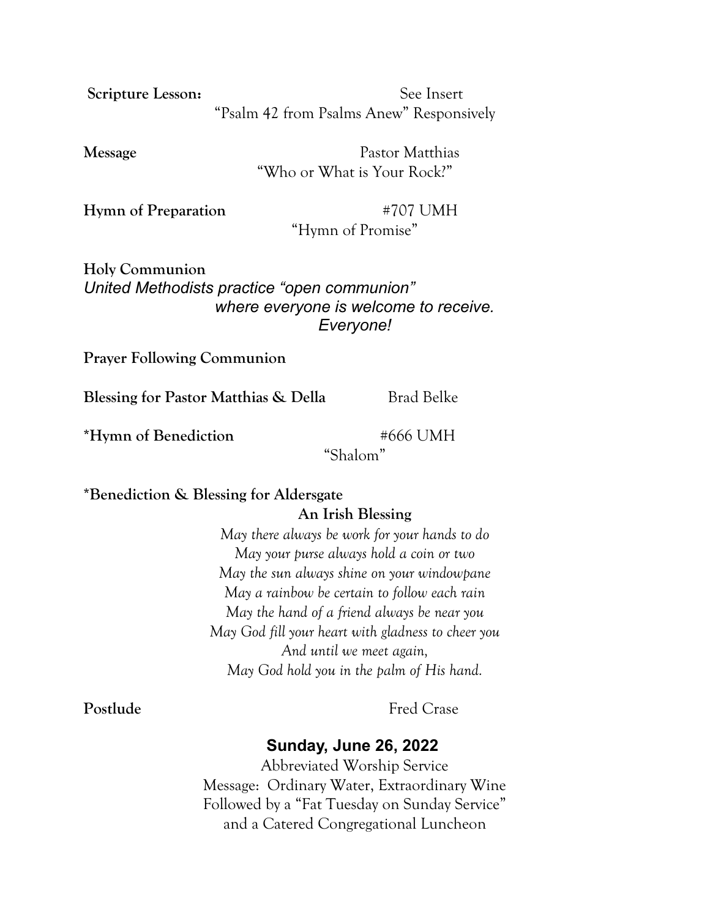**Scripture Lesson:** See Insert
"Psalm 42 from Psalms Anew" Responsively

**Message** Pastor Matthias
"Who or What is Your Rock?"

**Hymn of Preparation** #707 UMH
"Hymn of Promise"

**Holy Communion**
*United Methodists practice "open communion" where everyone is welcome to receive. Everyone!*

**Prayer Following Communion**

**Blessing for Pastor Matthias & Della** Brad Belke

***Hymn of Benediction** #666 UMH
"Shalom"

***Benediction & Blessing for Aldersgate**

**An Irish Blessing**

*May there always be work for your hands to do*
*May your purse always hold a coin or two*
*May the sun always shine on your windowpane*
*May a rainbow be certain to follow each rain*
*May the hand of a friend always be near you*
*May God fill your heart with gladness to cheer you*
*And until we meet again,*
*May God hold you in the palm of His hand.*

**Postlude** Fred Crase

## Sunday, June 26, 2022

Abbreviated Worship Service
Message: Ordinary Water, Extraordinary Wine
Followed by a "Fat Tuesday on Sunday Service"
and a Catered Congregational Luncheon